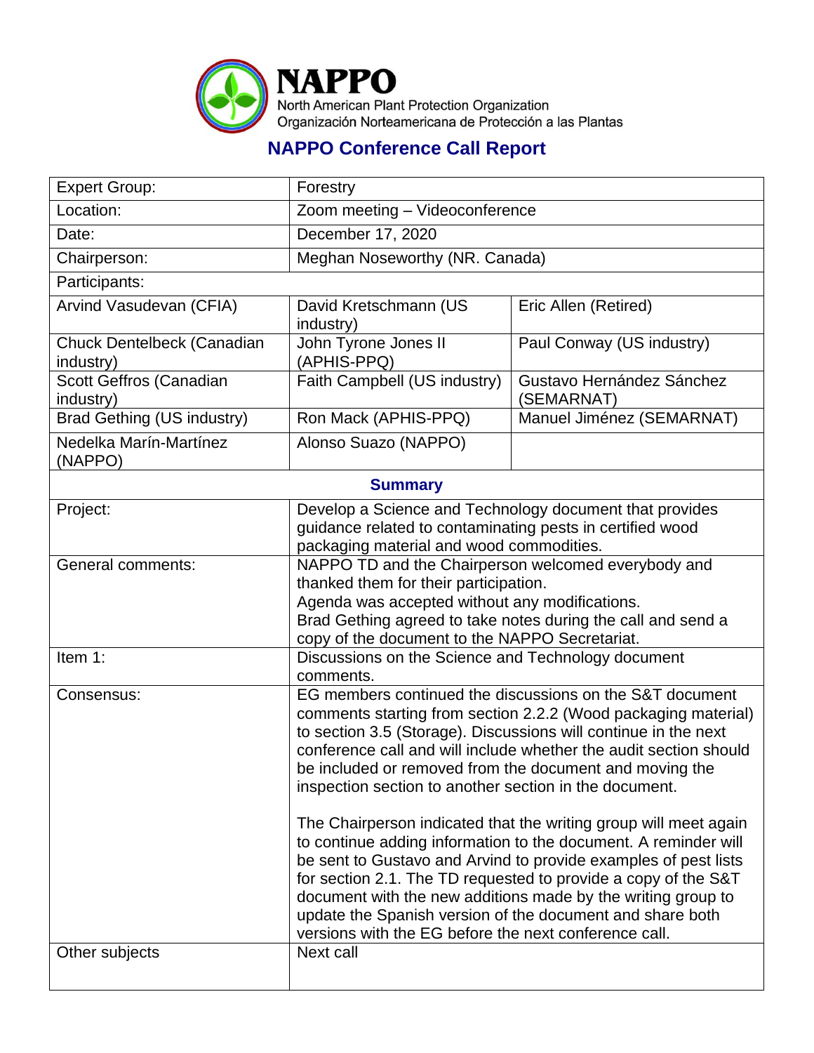# NAPPO

North American Plant Protection Organization
Organización Norteamericana de Protección a las Plantas

## NAPPO Conference Call Report

| Expert Group: | Forestry | |
|---|---|---|
| Location: | Zoom meeting – Videoconference | |
| Date: | December 17, 2020 | |
| Chairperson: | Meghan Noseworthy (NR. Canada) | |
| Participants: | | |
| Arvind Vasudevan (CFIA) | David Kretschmann (US industry) | Eric Allen (Retired) |
| Chuck Dentelbeck (Canadian industry) | John Tyrone Jones II (APHIS-PPQ) | Paul Conway (US industry) |
| Scott Geffros (Canadian industry) | Faith Campbell (US industry) | Gustavo Hernández Sánchez (SEMARNAT) |
| Brad Gething (US industry) | Ron Mack (APHIS-PPQ) | Manuel Jiménez (SEMARNAT) |
| Nedelka Marín-Martínez (NAPPO) | Alonso Suazo (NAPPO) | |
| **Summary** | | |
| Project: | Develop a Science and Technology document that provides guidance related to contaminating pests in certified wood packaging material and wood commodities. | |
| General comments: | NAPPO TD and the Chairperson welcomed everybody and thanked them for their participation.<br>Agenda was accepted without any modifications.<br>Brad Gething agreed to take notes during the call and send a copy of the document to the NAPPO Secretariat. | |
| Item 1: | Discussions on the Science and Technology document comments. | |
| Consensus: | EG members continued the discussions on the S&T document comments starting from section 2.2.2 (Wood packaging material) to section 3.5 (Storage). Discussions will continue in the next conference call and will include whether the audit section should be included or removed from the document and moving the inspection section to another section in the document.<br><br>The Chairperson indicated that the writing group will meet again to continue adding information to the document. A reminder will be sent to Gustavo and Arvind to provide examples of pest lists for section 2.1. The TD requested to provide a copy of the S&T document with the new additions made by the writing group to update the Spanish version of the document and share both versions with the EG before the next conference call. | |
| Other subjects | Next call | |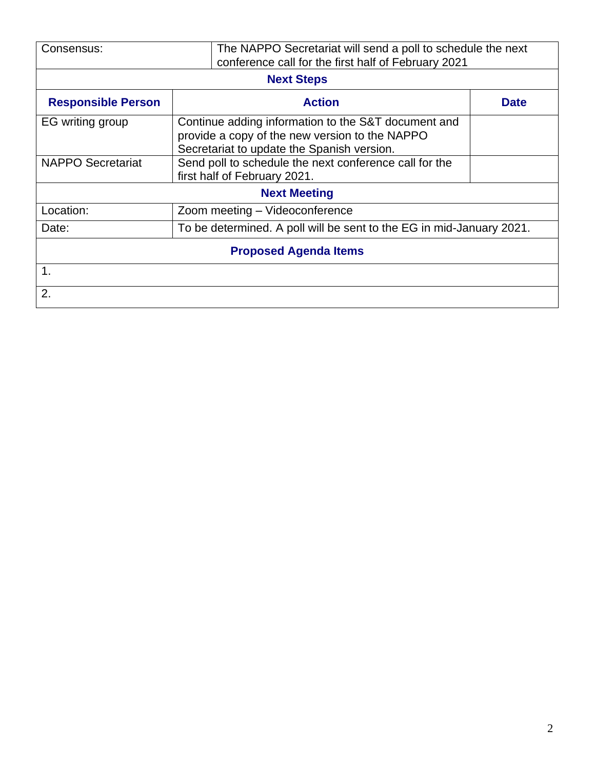| | |
|---|---|
| Consensus: | The NAPPO Secretariat will send a poll to schedule the next conference call for the first half of February 2021 |

**Next Steps**

| Responsible Person | Action | Date |
|---|---|---|
| EG writing group | Continue adding information to the S&T document and provide a copy of the new version to the NAPPO Secretariat to update the Spanish version. | |
| NAPPO Secretariat | Send poll to schedule the next conference call for the first half of February 2021. | |

**Next Meeting**

| | |
|---|---|
| Location: | Zoom meeting – Videoconference |
| Date: | To be determined. A poll will be sent to the EG in mid-January 2021. |

**Proposed Agenda Items**

1.

2.